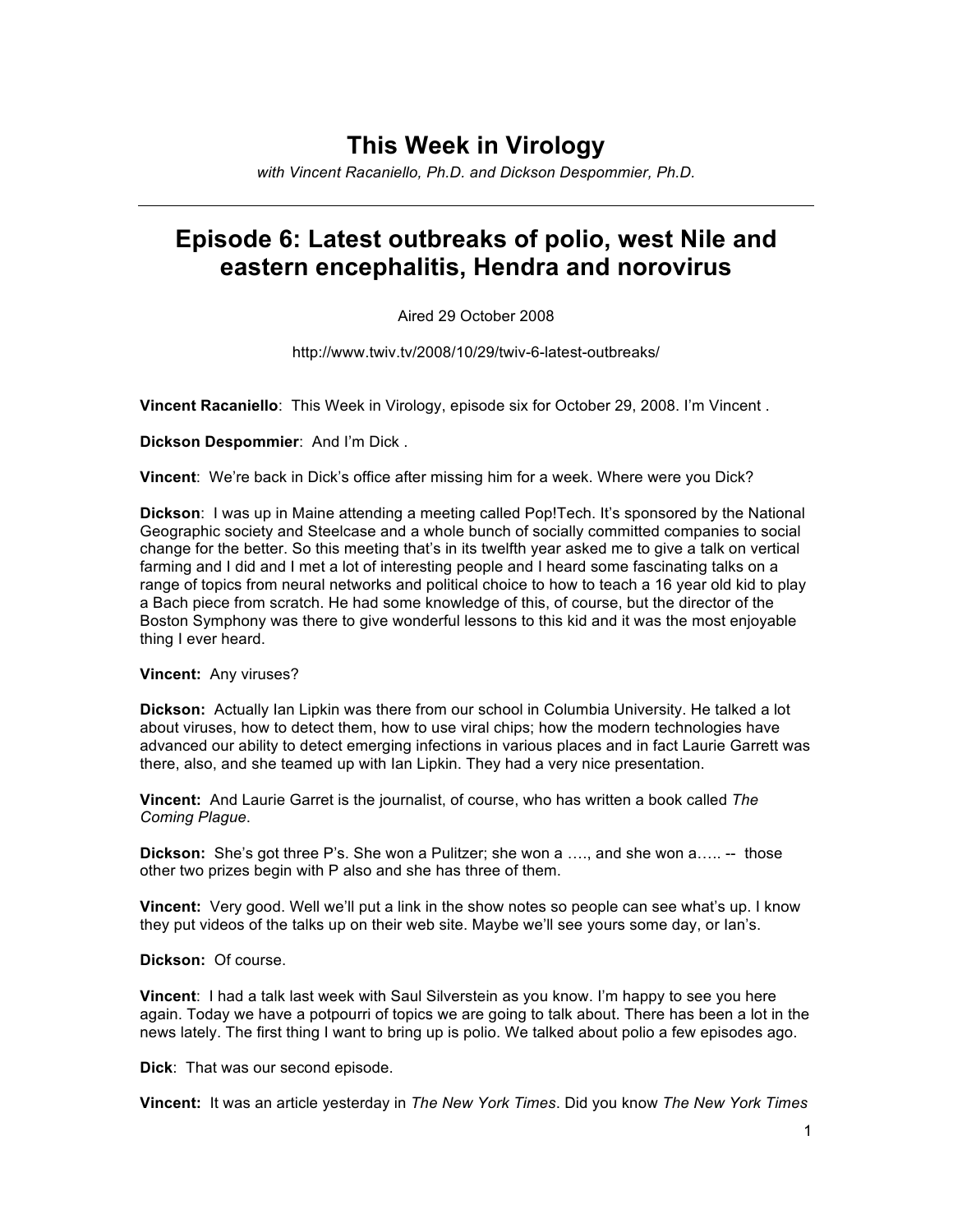# This Week in Virology

*with Vincent Racaniello, Ph.D. and Dickson Despommier, Ph.D.*

---

## Episode 6: Latest outbreaks of polio, west Nile and eastern encephalitis, Hendra and norovirus

Aired 29 October 2008

http://www.twiv.tv/2008/10/29/twiv-6-latest-outbreaks/

**Vincent Racaniello**: This Week in Virology, episode six for October 29, 2008. I'm Vincent .

**Dickson Despommier**: And I'm Dick .

**Vincent**: We're back in Dick's office after missing him for a week. Where were you Dick?

**Dickson**: I was up in Maine attending a meeting called Pop!Tech. It's sponsored by the National Geographic society and Steelcase and a whole bunch of socially committed companies to social change for the better. So this meeting that's in its twelfth year asked me to give a talk on vertical farming and I did and I met a lot of interesting people and I heard some fascinating talks on a range of topics from neural networks and political choice to how to teach a 16 year old kid to play a Bach piece from scratch. He had some knowledge of this, of course, but the director of the Boston Symphony was there to give wonderful lessons to this kid and it was the most enjoyable thing I ever heard.

**Vincent:** Any viruses?

**Dickson:** Actually Ian Lipkin was there from our school in Columbia University. He talked a lot about viruses, how to detect them, how to use viral chips; how the modern technologies have advanced our ability to detect emerging infections in various places and in fact Laurie Garrett was there, also, and she teamed up with Ian Lipkin. They had a very nice presentation.

**Vincent:** And Laurie Garret is the journalist, of course, who has written a book called *The Coming Plague*.

**Dickson:** She's got three P's. She won a Pulitzer; she won a …., and she won a….. -- those other two prizes begin with P also and she has three of them.

**Vincent:** Very good. Well we'll put a link in the show notes so people can see what's up. I know they put videos of the talks up on their web site. Maybe we'll see yours some day, or Ian's.

**Dickson:** Of course.

**Vincent**: I had a talk last week with Saul Silverstein as you know. I'm happy to see you here again. Today we have a potpourri of topics we are going to talk about. There has been a lot in the news lately. The first thing I want to bring up is polio. We talked about polio a few episodes ago.

**Dick**: That was our second episode.

**Vincent:** It was an article yesterday in *The New York Times*. Did you know *The New York Times*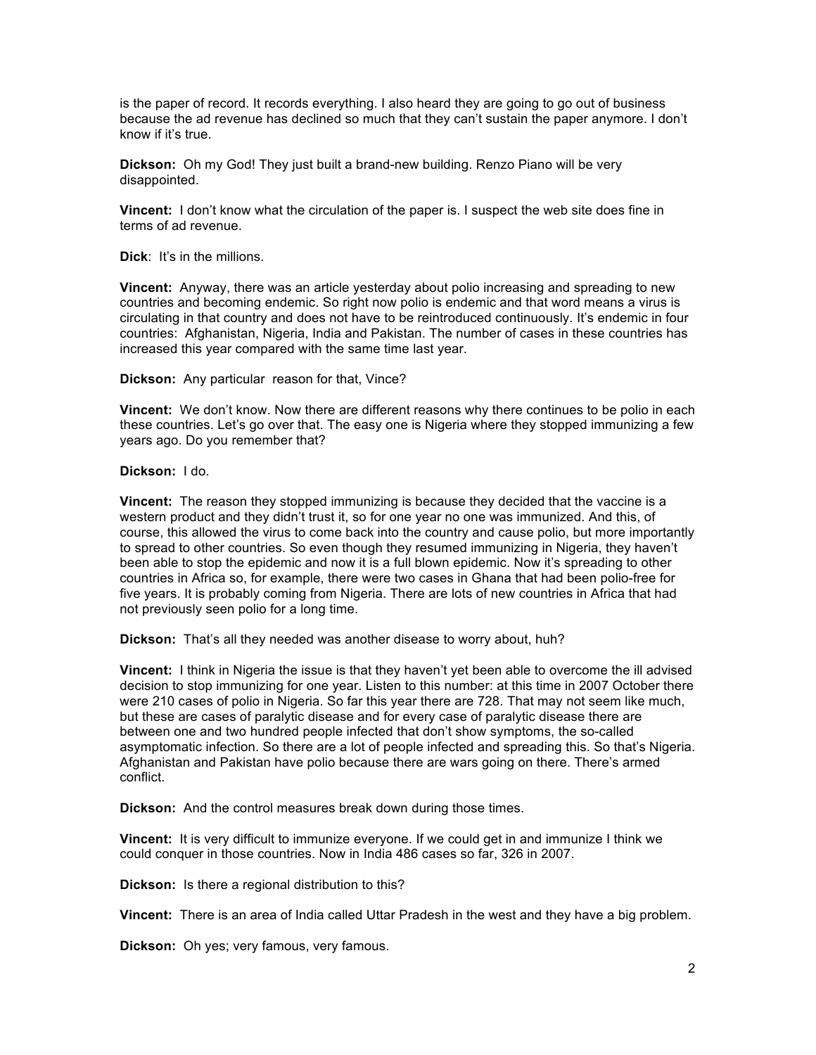is the paper of record. It records everything. I also heard they are going to go out of business because the ad revenue has declined so much that they can't sustain the paper anymore. I don't know if it's true.

**Dickson:** Oh my God! They just built a brand-new building. Renzo Piano will be very disappointed.

**Vincent:** I don't know what the circulation of the paper is. I suspect the web site does fine in terms of ad revenue.

**Dick**: It's in the millions.

**Vincent:** Anyway, there was an article yesterday about polio increasing and spreading to new countries and becoming endemic. So right now polio is endemic and that word means a virus is circulating in that country and does not have to be reintroduced continuously. It's endemic in four countries: Afghanistan, Nigeria, India and Pakistan. The number of cases in these countries has increased this year compared with the same time last year.

**Dickson:** Any particular reason for that, Vince?

**Vincent:** We don't know. Now there are different reasons why there continues to be polio in each these countries. Let's go over that. The easy one is Nigeria where they stopped immunizing a few years ago. Do you remember that?

**Dickson:** I do.

**Vincent:** The reason they stopped immunizing is because they decided that the vaccine is a western product and they didn't trust it, so for one year no one was immunized. And this, of course, this allowed the virus to come back into the country and cause polio, but more importantly to spread to other countries. So even though they resumed immunizing in Nigeria, they haven't been able to stop the epidemic and now it is a full blown epidemic. Now it's spreading to other countries in Africa so, for example, there were two cases in Ghana that had been polio-free for five years. It is probably coming from Nigeria. There are lots of new countries in Africa that had not previously seen polio for a long time.

**Dickson:** That's all they needed was another disease to worry about, huh?

**Vincent:** I think in Nigeria the issue is that they haven't yet been able to overcome the ill advised decision to stop immunizing for one year. Listen to this number: at this time in 2007 October there were 210 cases of polio in Nigeria. So far this year there are 728. That may not seem like much, but these are cases of paralytic disease and for every case of paralytic disease there are between one and two hundred people infected that don't show symptoms, the so-called asymptomatic infection. So there are a lot of people infected and spreading this. So that's Nigeria. Afghanistan and Pakistan have polio because there are wars going on there. There's armed conflict.

**Dickson:** And the control measures break down during those times.

**Vincent:** It is very difficult to immunize everyone. If we could get in and immunize I think we could conquer in those countries. Now in India 486 cases so far, 326 in 2007.

**Dickson:** Is there a regional distribution to this?

**Vincent:** There is an area of India called Uttar Pradesh in the west and they have a big problem.

**Dickson:** Oh yes; very famous, very famous.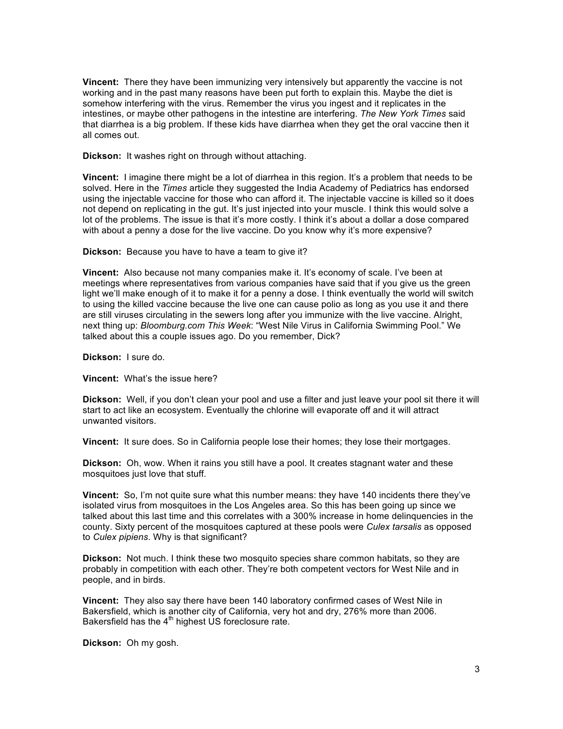**Vincent:** There they have been immunizing very intensively but apparently the vaccine is not working and in the past many reasons have been put forth to explain this. Maybe the diet is somehow interfering with the virus. Remember the virus you ingest and it replicates in the intestines, or maybe other pathogens in the intestine are interfering. *The New York Times* said that diarrhea is a big problem. If these kids have diarrhea when they get the oral vaccine then it all comes out.

**Dickson:** It washes right on through without attaching.

**Vincent:** I imagine there might be a lot of diarrhea in this region. It's a problem that needs to be solved. Here in the *Times* article they suggested the India Academy of Pediatrics has endorsed using the injectable vaccine for those who can afford it. The injectable vaccine is killed so it does not depend on replicating in the gut. It's just injected into your muscle. I think this would solve a lot of the problems. The issue is that it's more costly. I think it's about a dollar a dose compared with about a penny a dose for the live vaccine. Do you know why it's more expensive?

**Dickson:** Because you have to have a team to give it?

**Vincent:** Also because not many companies make it. It's economy of scale. I've been at meetings where representatives from various companies have said that if you give us the green light we'll make enough of it to make it for a penny a dose. I think eventually the world will switch to using the killed vaccine because the live one can cause polio as long as you use it and there are still viruses circulating in the sewers long after you immunize with the live vaccine. Alright, next thing up: *Bloomburg.com This Week*: "West Nile Virus in California Swimming Pool." We talked about this a couple issues ago. Do you remember, Dick?

**Dickson:** I sure do.

**Vincent:** What's the issue here?

**Dickson:** Well, if you don't clean your pool and use a filter and just leave your pool sit there it will start to act like an ecosystem. Eventually the chlorine will evaporate off and it will attract unwanted visitors.

**Vincent:** It sure does. So in California people lose their homes; they lose their mortgages.

**Dickson:** Oh, wow. When it rains you still have a pool. It creates stagnant water and these mosquitoes just love that stuff.

**Vincent:** So, I'm not quite sure what this number means: they have 140 incidents there they've isolated virus from mosquitoes in the Los Angeles area. So this has been going up since we talked about this last time and this correlates with a 300% increase in home delinquencies in the county. Sixty percent of the mosquitoes captured at these pools were *Culex tarsalis* as opposed to *Culex pipiens*. Why is that significant?

**Dickson:** Not much. I think these two mosquito species share common habitats, so they are probably in competition with each other. They're both competent vectors for West Nile and in people, and in birds.

**Vincent:** They also say there have been 140 laboratory confirmed cases of West Nile in Bakersfield, which is another city of California, very hot and dry, 276% more than 2006. Bakersfield has the 4th highest US foreclosure rate.

**Dickson:** Oh my gosh.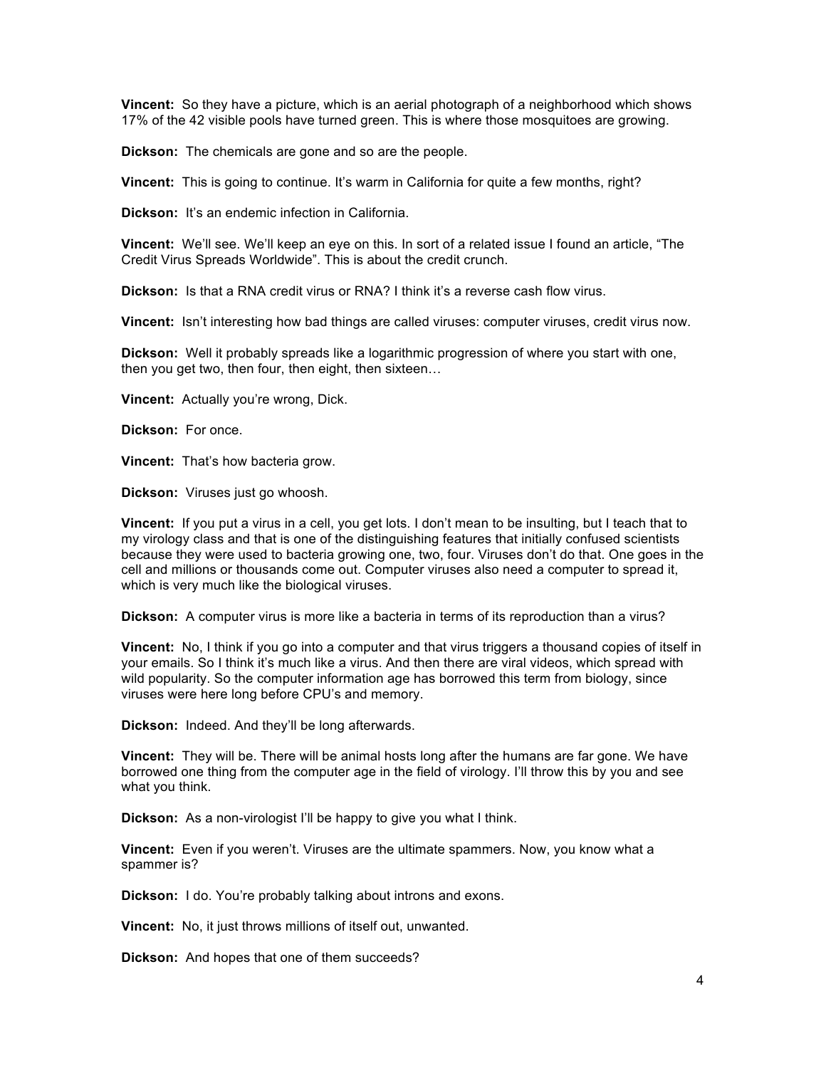**Vincent:** So they have a picture, which is an aerial photograph of a neighborhood which shows 17% of the 42 visible pools have turned green. This is where those mosquitoes are growing.

**Dickson:** The chemicals are gone and so are the people.

**Vincent:** This is going to continue. It's warm in California for quite a few months, right?

**Dickson:** It's an endemic infection in California.

**Vincent:** We'll see. We'll keep an eye on this. In sort of a related issue I found an article, "The Credit Virus Spreads Worldwide". This is about the credit crunch.

**Dickson:** Is that a RNA credit virus or RNA? I think it's a reverse cash flow virus.

**Vincent:** Isn't interesting how bad things are called viruses: computer viruses, credit virus now.

**Dickson:** Well it probably spreads like a logarithmic progression of where you start with one, then you get two, then four, then eight, then sixteen…

**Vincent:** Actually you're wrong, Dick.

**Dickson:** For once.

**Vincent:** That's how bacteria grow.

**Dickson:** Viruses just go whoosh.

**Vincent:** If you put a virus in a cell, you get lots. I don't mean to be insulting, but I teach that to my virology class and that is one of the distinguishing features that initially confused scientists because they were used to bacteria growing one, two, four. Viruses don't do that. One goes in the cell and millions or thousands come out. Computer viruses also need a computer to spread it, which is very much like the biological viruses.

**Dickson:** A computer virus is more like a bacteria in terms of its reproduction than a virus?

**Vincent:** No, I think if you go into a computer and that virus triggers a thousand copies of itself in your emails. So I think it's much like a virus. And then there are viral videos, which spread with wild popularity. So the computer information age has borrowed this term from biology, since viruses were here long before CPU's and memory.

**Dickson:** Indeed. And they'll be long afterwards.

**Vincent:** They will be. There will be animal hosts long after the humans are far gone. We have borrowed one thing from the computer age in the field of virology. I'll throw this by you and see what you think.

**Dickson:** As a non-virologist I'll be happy to give you what I think.

**Vincent:** Even if you weren't. Viruses are the ultimate spammers. Now, you know what a spammer is?

**Dickson:** I do. You're probably talking about introns and exons.

**Vincent:** No, it just throws millions of itself out, unwanted.

**Dickson:** And hopes that one of them succeeds?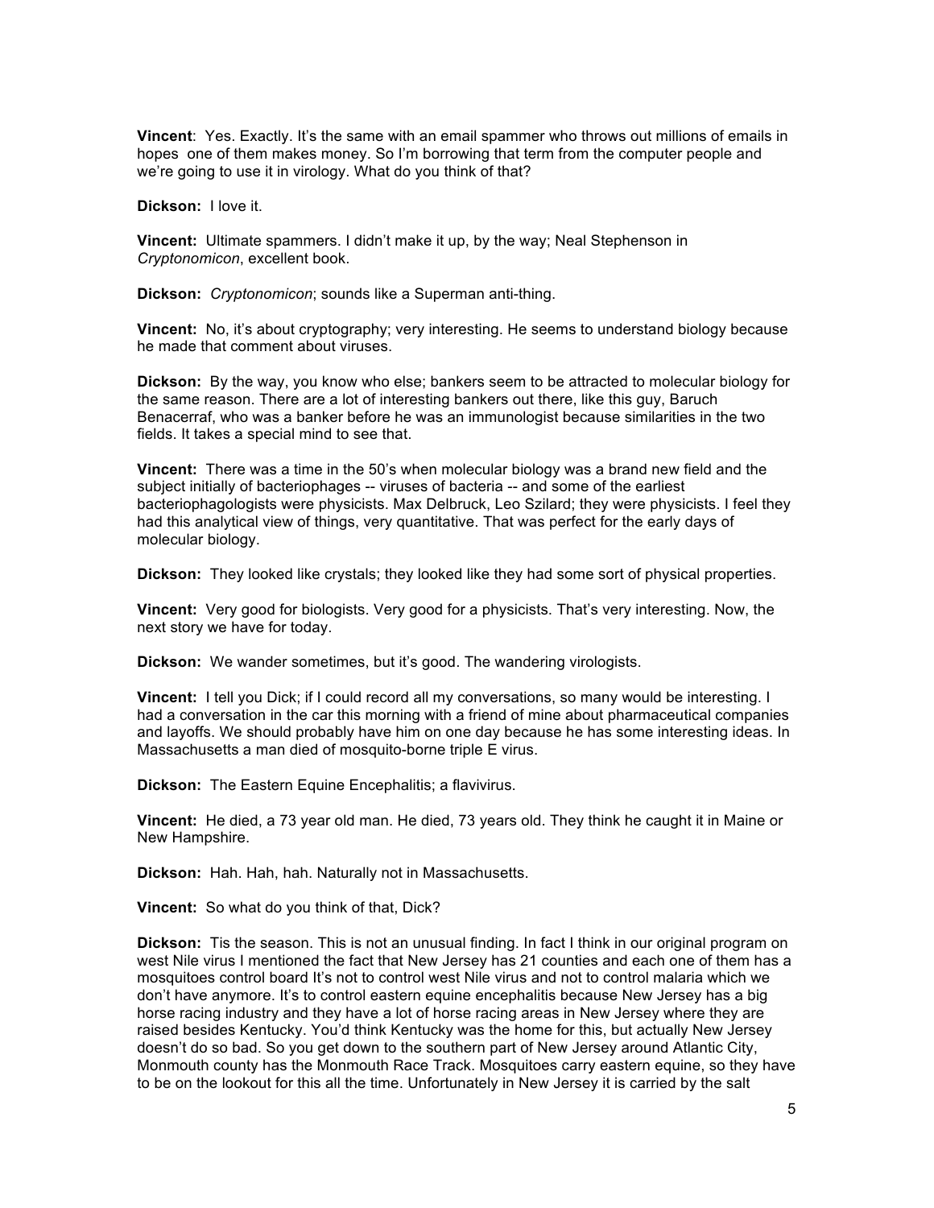**Vincent**: Yes. Exactly. It's the same with an email spammer who throws out millions of emails in hopes one of them makes money. So I'm borrowing that term from the computer people and we're going to use it in virology. What do you think of that?

**Dickson:** I love it.

**Vincent:** Ultimate spammers. I didn't make it up, by the way; Neal Stephenson in *Cryptonomicon*, excellent book.

**Dickson:** *Cryptonomicon*; sounds like a Superman anti-thing.

**Vincent:** No, it's about cryptography; very interesting. He seems to understand biology because he made that comment about viruses.

**Dickson:** By the way, you know who else; bankers seem to be attracted to molecular biology for the same reason. There are a lot of interesting bankers out there, like this guy, Baruch Benacerraf, who was a banker before he was an immunologist because similarities in the two fields. It takes a special mind to see that.

**Vincent:** There was a time in the 50's when molecular biology was a brand new field and the subject initially of bacteriophages -- viruses of bacteria -- and some of the earliest bacteriophagologists were physicists. Max Delbruck, Leo Szilard; they were physicists. I feel they had this analytical view of things, very quantitative. That was perfect for the early days of molecular biology.

**Dickson:** They looked like crystals; they looked like they had some sort of physical properties.

**Vincent:** Very good for biologists. Very good for a physicists. That's very interesting. Now, the next story we have for today.

**Dickson:** We wander sometimes, but it's good. The wandering virologists.

**Vincent:** I tell you Dick; if I could record all my conversations, so many would be interesting. I had a conversation in the car this morning with a friend of mine about pharmaceutical companies and layoffs. We should probably have him on one day because he has some interesting ideas. In Massachusetts a man died of mosquito-borne triple E virus.

**Dickson:** The Eastern Equine Encephalitis; a flavivirus.

**Vincent:** He died, a 73 year old man. He died, 73 years old. They think he caught it in Maine or New Hampshire.

**Dickson:** Hah. Hah, hah. Naturally not in Massachusetts.

**Vincent:** So what do you think of that, Dick?

**Dickson:** Tis the season. This is not an unusual finding. In fact I think in our original program on west Nile virus I mentioned the fact that New Jersey has 21 counties and each one of them has a mosquitoes control board It's not to control west Nile virus and not to control malaria which we don't have anymore. It's to control eastern equine encephalitis because New Jersey has a big horse racing industry and they have a lot of horse racing areas in New Jersey where they are raised besides Kentucky. You'd think Kentucky was the home for this, but actually New Jersey doesn't do so bad. So you get down to the southern part of New Jersey around Atlantic City, Monmouth county has the Monmouth Race Track. Mosquitoes carry eastern equine, so they have to be on the lookout for this all the time. Unfortunately in New Jersey it is carried by the salt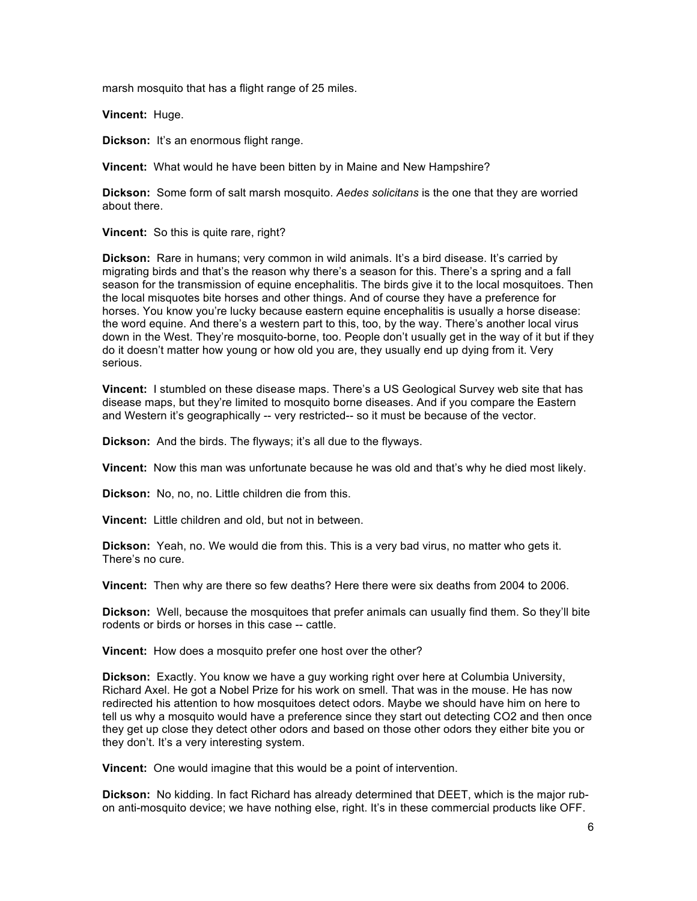marsh mosquito that has a flight range of 25 miles.

**Vincent:** Huge.

**Dickson:** It's an enormous flight range.

**Vincent:** What would he have been bitten by in Maine and New Hampshire?

**Dickson:** Some form of salt marsh mosquito. *Aedes solicitans* is the one that they are worried about there.

**Vincent:** So this is quite rare, right?

**Dickson:** Rare in humans; very common in wild animals. It's a bird disease. It's carried by migrating birds and that's the reason why there's a season for this. There's a spring and a fall season for the transmission of equine encephalitis. The birds give it to the local mosquitoes. Then the local misquotes bite horses and other things. And of course they have a preference for horses. You know you're lucky because eastern equine encephalitis is usually a horse disease: the word equine. And there's a western part to this, too, by the way. There's another local virus down in the West. They're mosquito-borne, too. People don't usually get in the way of it but if they do it doesn't matter how young or how old you are, they usually end up dying from it. Very serious.

**Vincent:** I stumbled on these disease maps. There's a US Geological Survey web site that has disease maps, but they're limited to mosquito borne diseases. And if you compare the Eastern and Western it's geographically -- very restricted-- so it must be because of the vector.

**Dickson:** And the birds. The flyways; it's all due to the flyways.

**Vincent:** Now this man was unfortunate because he was old and that's why he died most likely.

**Dickson:** No, no, no. Little children die from this.

**Vincent:** Little children and old, but not in between.

**Dickson:** Yeah, no. We would die from this. This is a very bad virus, no matter who gets it. There's no cure.

**Vincent:** Then why are there so few deaths? Here there were six deaths from 2004 to 2006.

**Dickson:** Well, because the mosquitoes that prefer animals can usually find them. So they'll bite rodents or birds or horses in this case -- cattle.

**Vincent:** How does a mosquito prefer one host over the other?

**Dickson:** Exactly. You know we have a guy working right over here at Columbia University, Richard Axel. He got a Nobel Prize for his work on smell. That was in the mouse. He has now redirected his attention to how mosquitoes detect odors. Maybe we should have him on here to tell us why a mosquito would have a preference since they start out detecting $CO_2$ and then once they get up close they detect other odors and based on those other odors they either bite you or they don't. It's a very interesting system.

**Vincent:** One would imagine that this would be a point of intervention.

**Dickson:** No kidding. In fact Richard has already determined that DEET, which is the major rub-on anti-mosquito device; we have nothing else, right. It's in these commercial products like OFF.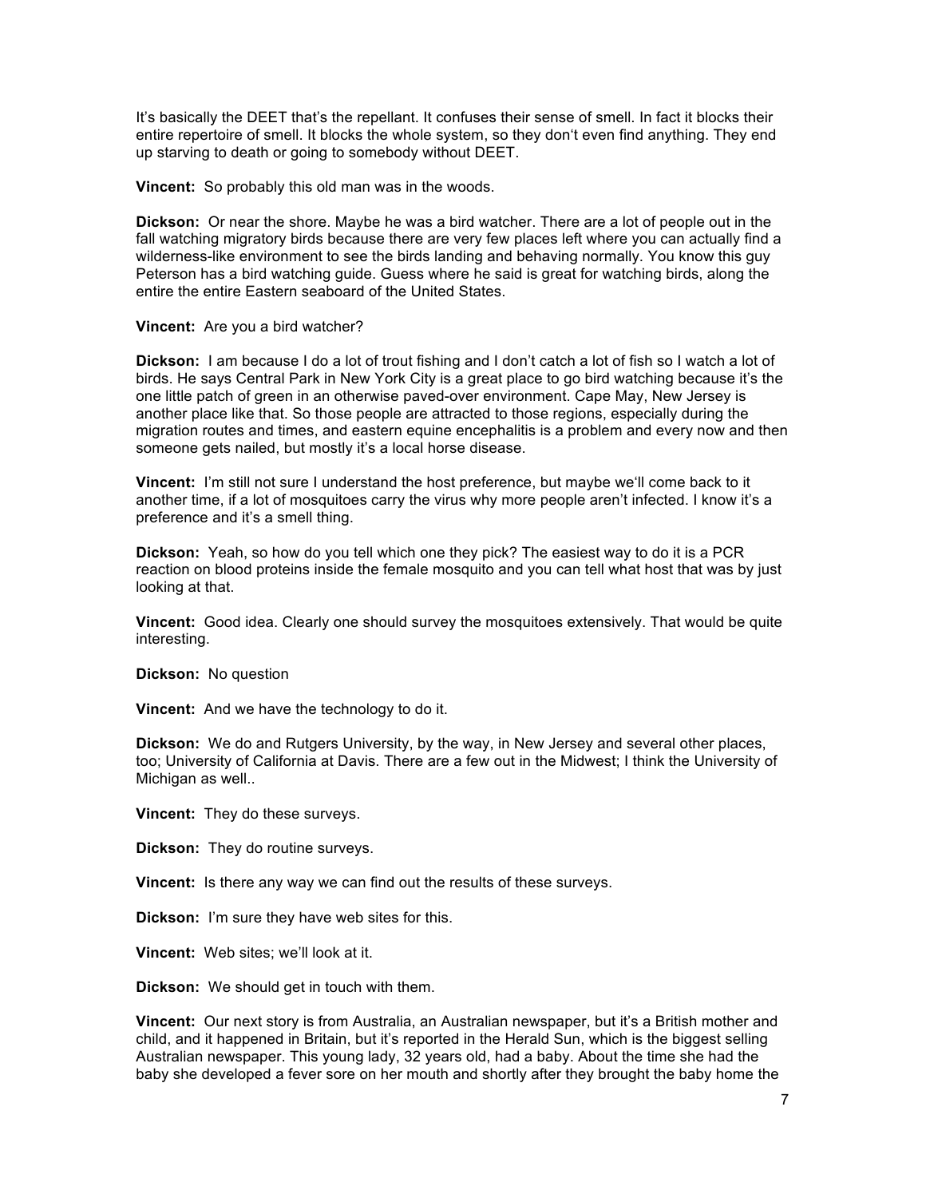It's basically the DEET that's the repellant. It confuses their sense of smell. In fact it blocks their entire repertoire of smell. It blocks the whole system, so they don't even find anything. They end up starving to death or going to somebody without DEET.

**Vincent:** So probably this old man was in the woods.

**Dickson:** Or near the shore. Maybe he was a bird watcher. There are a lot of people out in the fall watching migratory birds because there are very few places left where you can actually find a wilderness-like environment to see the birds landing and behaving normally. You know this guy Peterson has a bird watching guide. Guess where he said is great for watching birds, along the entire the entire Eastern seaboard of the United States.

**Vincent:** Are you a bird watcher?

**Dickson:** I am because I do a lot of trout fishing and I don't catch a lot of fish so I watch a lot of birds. He says Central Park in New York City is a great place to go bird watching because it's the one little patch of green in an otherwise paved-over environment. Cape May, New Jersey is another place like that. So those people are attracted to those regions, especially during the migration routes and times, and eastern equine encephalitis is a problem and every now and then someone gets nailed, but mostly it's a local horse disease.

**Vincent:** I'm still not sure I understand the host preference, but maybe we'll come back to it another time, if a lot of mosquitoes carry the virus why more people aren't infected. I know it's a preference and it's a smell thing.

**Dickson:** Yeah, so how do you tell which one they pick? The easiest way to do it is a PCR reaction on blood proteins inside the female mosquito and you can tell what host that was by just looking at that.

**Vincent:** Good idea. Clearly one should survey the mosquitoes extensively. That would be quite interesting.

**Dickson:** No question

**Vincent:** And we have the technology to do it.

**Dickson:** We do and Rutgers University, by the way, in New Jersey and several other places, too; University of California at Davis. There are a few out in the Midwest; I think the University of Michigan as well..

**Vincent:** They do these surveys.

**Dickson:** They do routine surveys.

**Vincent:** Is there any way we can find out the results of these surveys.

**Dickson:** I'm sure they have web sites for this.

**Vincent:** Web sites; we'll look at it.

**Dickson:** We should get in touch with them.

**Vincent:** Our next story is from Australia, an Australian newspaper, but it's a British mother and child, and it happened in Britain, but it's reported in the Herald Sun, which is the biggest selling Australian newspaper. This young lady, 32 years old, had a baby. About the time she had the baby she developed a fever sore on her mouth and shortly after they brought the baby home the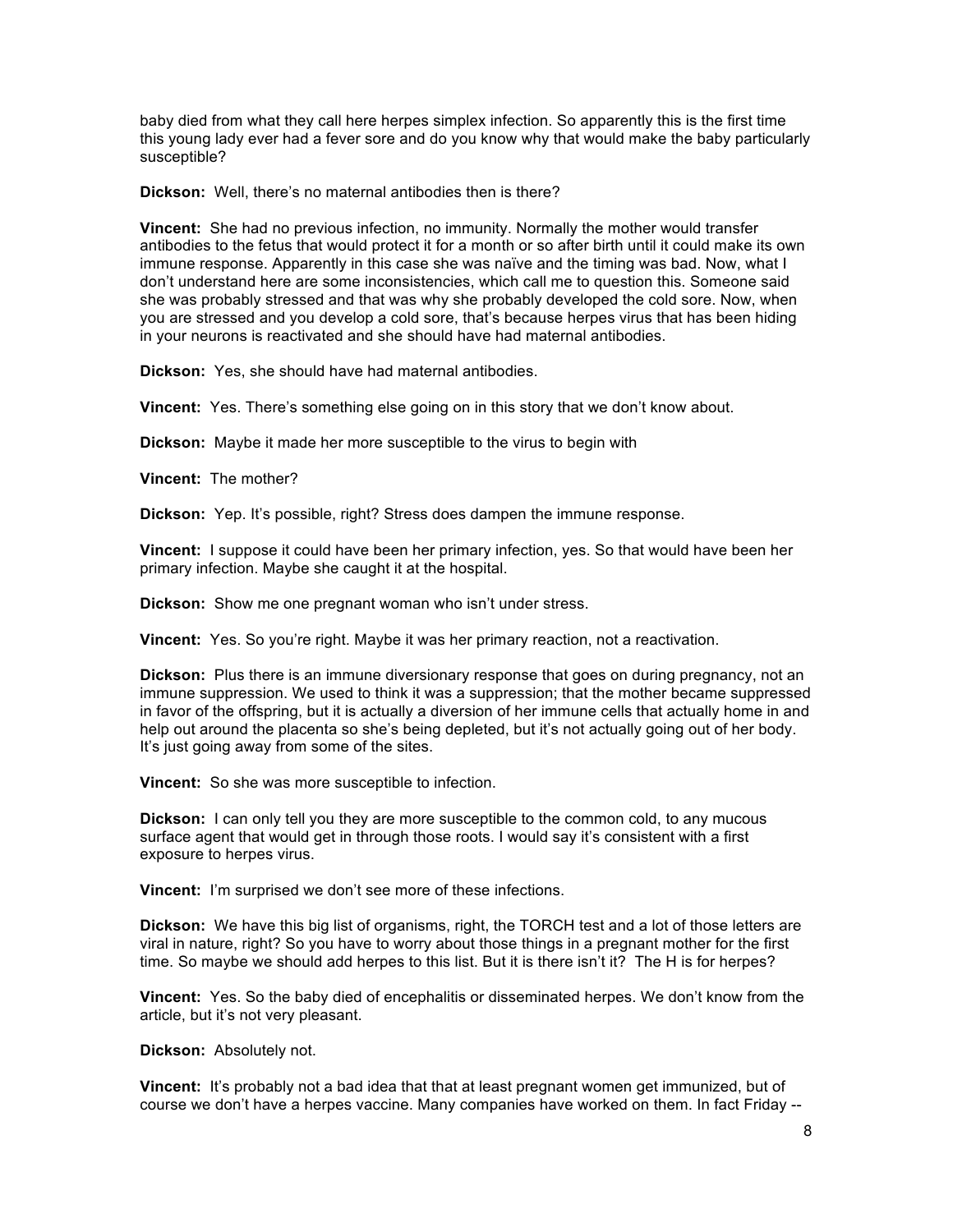baby died from what they call here herpes simplex infection. So apparently this is the first time this young lady ever had a fever sore and do you know why that would make the baby particularly susceptible?

**Dickson:** Well, there's no maternal antibodies then is there?

**Vincent:** She had no previous infection, no immunity. Normally the mother would transfer antibodies to the fetus that would protect it for a month or so after birth until it could make its own immune response. Apparently in this case she was naïve and the timing was bad. Now, what I don't understand here are some inconsistencies, which call me to question this. Someone said she was probably stressed and that was why she probably developed the cold sore. Now, when you are stressed and you develop a cold sore, that's because herpes virus that has been hiding in your neurons is reactivated and she should have had maternal antibodies.

**Dickson:** Yes, she should have had maternal antibodies.

**Vincent:** Yes. There's something else going on in this story that we don't know about.

**Dickson:** Maybe it made her more susceptible to the virus to begin with

**Vincent:** The mother?

**Dickson:** Yep. It's possible, right? Stress does dampen the immune response.

**Vincent:** I suppose it could have been her primary infection, yes. So that would have been her primary infection. Maybe she caught it at the hospital.

**Dickson:** Show me one pregnant woman who isn't under stress.

**Vincent:** Yes. So you're right. Maybe it was her primary reaction, not a reactivation.

**Dickson:** Plus there is an immune diversionary response that goes on during pregnancy, not an immune suppression. We used to think it was a suppression; that the mother became suppressed in favor of the offspring, but it is actually a diversion of her immune cells that actually home in and help out around the placenta so she's being depleted, but it's not actually going out of her body. It's just going away from some of the sites.

**Vincent:** So she was more susceptible to infection.

**Dickson:** I can only tell you they are more susceptible to the common cold, to any mucous surface agent that would get in through those roots. I would say it's consistent with a first exposure to herpes virus.

**Vincent:** I'm surprised we don't see more of these infections.

**Dickson:** We have this big list of organisms, right, the TORCH test and a lot of those letters are viral in nature, right? So you have to worry about those things in a pregnant mother for the first time. So maybe we should add herpes to this list. But it is there isn't it? The H is for herpes?

**Vincent:** Yes. So the baby died of encephalitis or disseminated herpes. We don't know from the article, but it's not very pleasant.

**Dickson:** Absolutely not.

**Vincent:** It's probably not a bad idea that that at least pregnant women get immunized, but of course we don't have a herpes vaccine. Many companies have worked on them. In fact Friday --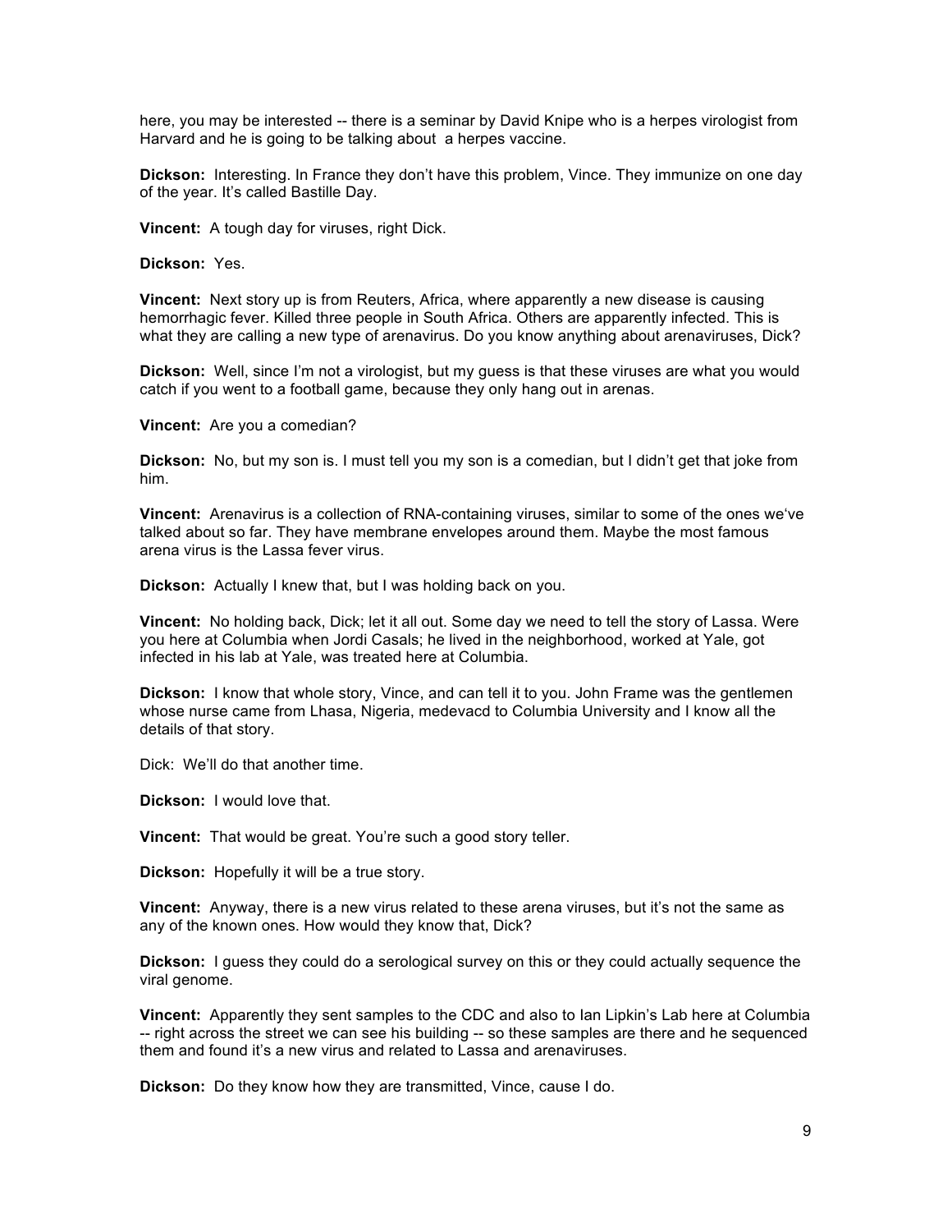here, you may be interested -- there is a seminar by David Knipe who is a herpes virologist from Harvard and he is going to be talking about  a herpes vaccine.

**Dickson:** Interesting. In France they don't have this problem, Vince. They immunize on one day of the year. It's called Bastille Day.

**Vincent:** A tough day for viruses, right Dick.

**Dickson:** Yes.

**Vincent:** Next story up is from Reuters, Africa, where apparently a new disease is causing hemorrhagic fever. Killed three people in South Africa. Others are apparently infected. This is what they are calling a new type of arenavirus. Do you know anything about arenaviruses, Dick?

**Dickson:** Well, since I'm not a virologist, but my guess is that these viruses are what you would catch if you went to a football game, because they only hang out in arenas.

**Vincent:** Are you a comedian?

**Dickson:** No, but my son is. I must tell you my son is a comedian, but I didn't get that joke from him.

**Vincent:** Arenavirus is a collection of RNA-containing viruses, similar to some of the ones we've talked about so far. They have membrane envelopes around them. Maybe the most famous arena virus is the Lassa fever virus.

**Dickson:** Actually I knew that, but I was holding back on you.

**Vincent:** No holding back, Dick; let it all out. Some day we need to tell the story of Lassa. Were you here at Columbia when Jordi Casals; he lived in the neighborhood, worked at Yale, got infected in his lab at Yale, was treated here at Columbia.

**Dickson:** I know that whole story, Vince, and can tell it to you. John Frame was the gentlemen whose nurse came from Lhasa, Nigeria, medevacd to Columbia University and I know all the details of that story.

Dick: We'll do that another time.

**Dickson:** I would love that.

**Vincent:** That would be great. You're such a good story teller.

**Dickson:** Hopefully it will be a true story.

**Vincent:** Anyway, there is a new virus related to these arena viruses, but it's not the same as any of the known ones. How would they know that, Dick?

**Dickson:** I guess they could do a serological survey on this or they could actually sequence the viral genome.

**Vincent:** Apparently they sent samples to the CDC and also to Ian Lipkin's Lab here at Columbia -- right across the street we can see his building -- so these samples are there and he sequenced them and found it's a new virus and related to Lassa and arenaviruses.

**Dickson:** Do they know how they are transmitted, Vince, cause I do.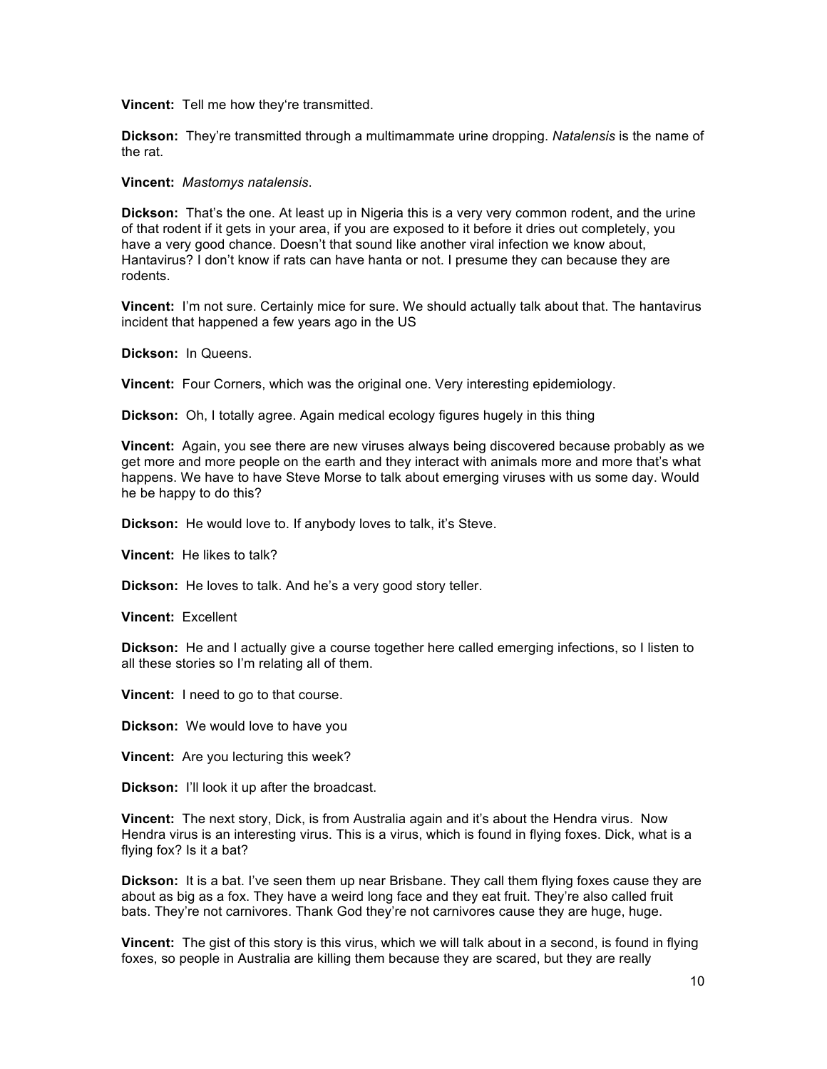**Vincent:** Tell me how they're transmitted.

**Dickson:** They're transmitted through a multimammate urine dropping. *Natalensis* is the name of the rat.

**Vincent:** *Mastomys natalensis*.

**Dickson:** That's the one. At least up in Nigeria this is a very very common rodent, and the urine of that rodent if it gets in your area, if you are exposed to it before it dries out completely, you have a very good chance. Doesn't that sound like another viral infection we know about, Hantavirus? I don't know if rats can have hanta or not. I presume they can because they are rodents.

**Vincent:** I'm not sure. Certainly mice for sure. We should actually talk about that. The hantavirus incident that happened a few years ago in the US

**Dickson:** In Queens.

**Vincent:** Four Corners, which was the original one. Very interesting epidemiology.

**Dickson:** Oh, I totally agree. Again medical ecology figures hugely in this thing

**Vincent:** Again, you see there are new viruses always being discovered because probably as we get more and more people on the earth and they interact with animals more and more that's what happens. We have to have Steve Morse to talk about emerging viruses with us some day. Would he be happy to do this?

**Dickson:** He would love to. If anybody loves to talk, it's Steve.

**Vincent:** He likes to talk?

**Dickson:** He loves to talk. And he's a very good story teller.

**Vincent:** Excellent

**Dickson:** He and I actually give a course together here called emerging infections, so I listen to all these stories so I'm relating all of them.

**Vincent:** I need to go to that course.

**Dickson:** We would love to have you

**Vincent:** Are you lecturing this week?

**Dickson:** I'll look it up after the broadcast.

**Vincent:** The next story, Dick, is from Australia again and it's about the Hendra virus. Now Hendra virus is an interesting virus. This is a virus, which is found in flying foxes. Dick, what is a flying fox? Is it a bat?

**Dickson:** It is a bat. I've seen them up near Brisbane. They call them flying foxes cause they are about as big as a fox. They have a weird long face and they eat fruit. They're also called fruit bats. They're not carnivores. Thank God they're not carnivores cause they are huge, huge.

**Vincent:** The gist of this story is this virus, which we will talk about in a second, is found in flying foxes, so people in Australia are killing them because they are scared, but they are really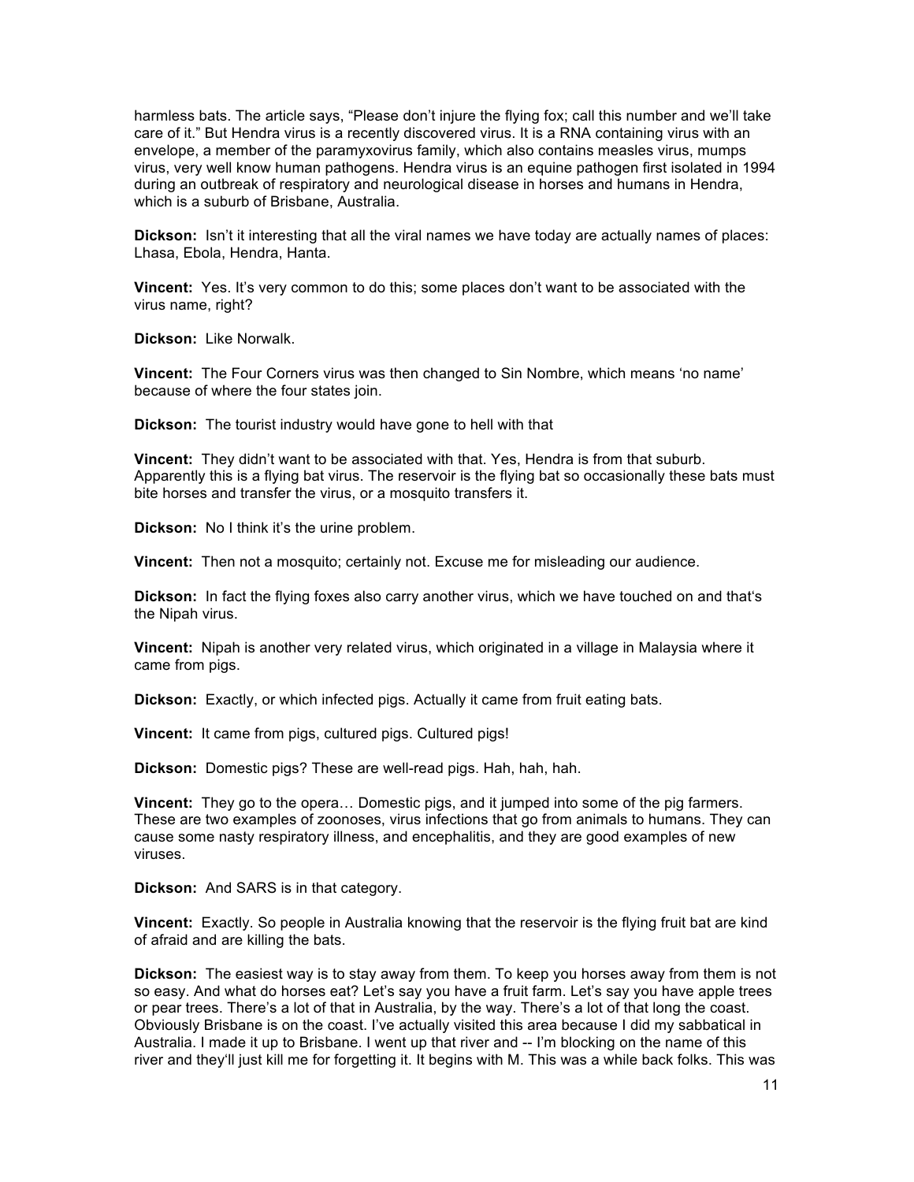harmless bats. The article says, "Please don't injure the flying fox; call this number and we'll take care of it." But Hendra virus is a recently discovered virus. It is a RNA containing virus with an envelope, a member of the paramyxovirus family, which also contains measles virus, mumps virus, very well know human pathogens. Hendra virus is an equine pathogen first isolated in 1994 during an outbreak of respiratory and neurological disease in horses and humans in Hendra, which is a suburb of Brisbane, Australia.

**Dickson:** Isn't it interesting that all the viral names we have today are actually names of places: Lhasa, Ebola, Hendra, Hanta.

**Vincent:** Yes. It's very common to do this; some places don't want to be associated with the virus name, right?

**Dickson:** Like Norwalk.

**Vincent:** The Four Corners virus was then changed to Sin Nombre, which means 'no name' because of where the four states join.

**Dickson:** The tourist industry would have gone to hell with that

**Vincent:** They didn't want to be associated with that. Yes, Hendra is from that suburb. Apparently this is a flying bat virus. The reservoir is the flying bat so occasionally these bats must bite horses and transfer the virus, or a mosquito transfers it.

**Dickson:** No I think it's the urine problem.

**Vincent:** Then not a mosquito; certainly not. Excuse me for misleading our audience.

**Dickson:** In fact the flying foxes also carry another virus, which we have touched on and that's the Nipah virus.

**Vincent:** Nipah is another very related virus, which originated in a village in Malaysia where it came from pigs.

**Dickson:** Exactly, or which infected pigs. Actually it came from fruit eating bats.

**Vincent:** It came from pigs, cultured pigs. Cultured pigs!

**Dickson:** Domestic pigs? These are well-read pigs. Hah, hah, hah.

**Vincent:** They go to the opera… Domestic pigs, and it jumped into some of the pig farmers. These are two examples of zoonoses, virus infections that go from animals to humans. They can cause some nasty respiratory illness, and encephalitis, and they are good examples of new viruses.

**Dickson:** And SARS is in that category.

**Vincent:** Exactly. So people in Australia knowing that the reservoir is the flying fruit bat are kind of afraid and are killing the bats.

**Dickson:** The easiest way is to stay away from them. To keep you horses away from them is not so easy. And what do horses eat? Let's say you have a fruit farm. Let's say you have apple trees or pear trees. There's a lot of that in Australia, by the way. There's a lot of that long the coast. Obviously Brisbane is on the coast. I've actually visited this area because I did my sabbatical in Australia. I made it up to Brisbane. I went up that river and -- I'm blocking on the name of this river and they'll just kill me for forgetting it. It begins with M. This was a while back folks. This was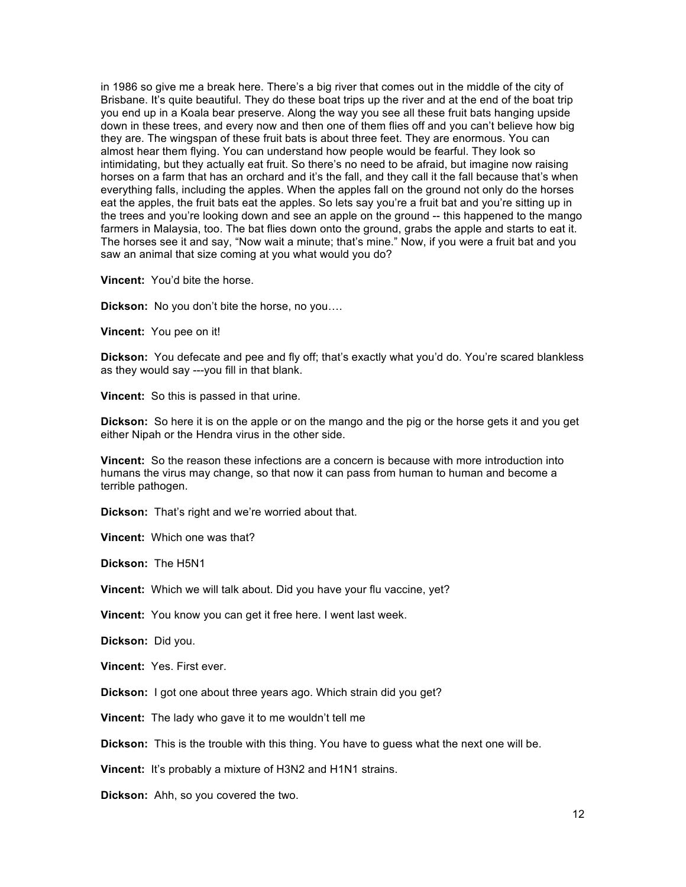in 1986 so give me a break here. There's a big river that comes out in the middle of the city of Brisbane. It's quite beautiful. They do these boat trips up the river and at the end of the boat trip you end up in a Koala bear preserve. Along the way you see all these fruit bats hanging upside down in these trees, and every now and then one of them flies off and you can't believe how big they are. The wingspan of these fruit bats is about three feet. They are enormous. You can almost hear them flying. You can understand how people would be fearful. They look so intimidating, but they actually eat fruit. So there's no need to be afraid, but imagine now raising horses on a farm that has an orchard and it's the fall, and they call it the fall because that's when everything falls, including the apples. When the apples fall on the ground not only do the horses eat the apples, the fruit bats eat the apples. So lets say you're a fruit bat and you're sitting up in the trees and you're looking down and see an apple on the ground -- this happened to the mango farmers in Malaysia, too. The bat flies down onto the ground, grabs the apple and starts to eat it. The horses see it and say, "Now wait a minute; that's mine." Now, if you were a fruit bat and you saw an animal that size coming at you what would you do?

**Vincent:** You'd bite the horse.

**Dickson:** No you don't bite the horse, no you….

**Vincent:** You pee on it!

**Dickson:** You defecate and pee and fly off; that's exactly what you'd do. You're scared blankless as they would say ---you fill in that blank.

**Vincent:** So this is passed in that urine.

**Dickson:** So here it is on the apple or on the mango and the pig or the horse gets it and you get either Nipah or the Hendra virus in the other side.

**Vincent:** So the reason these infections are a concern is because with more introduction into humans the virus may change, so that now it can pass from human to human and become a terrible pathogen.

**Dickson:** That's right and we're worried about that.

**Vincent:** Which one was that?

**Dickson:** The H5N1

**Vincent:** Which we will talk about. Did you have your flu vaccine, yet?

**Vincent:** You know you can get it free here. I went last week.

**Dickson:** Did you.

**Vincent:** Yes. First ever.

**Dickson:** I got one about three years ago. Which strain did you get?

**Vincent:** The lady who gave it to me wouldn't tell me

**Dickson:** This is the trouble with this thing. You have to guess what the next one will be.

**Vincent:** It's probably a mixture of H3N2 and H1N1 strains.

**Dickson:** Ahh, so you covered the two.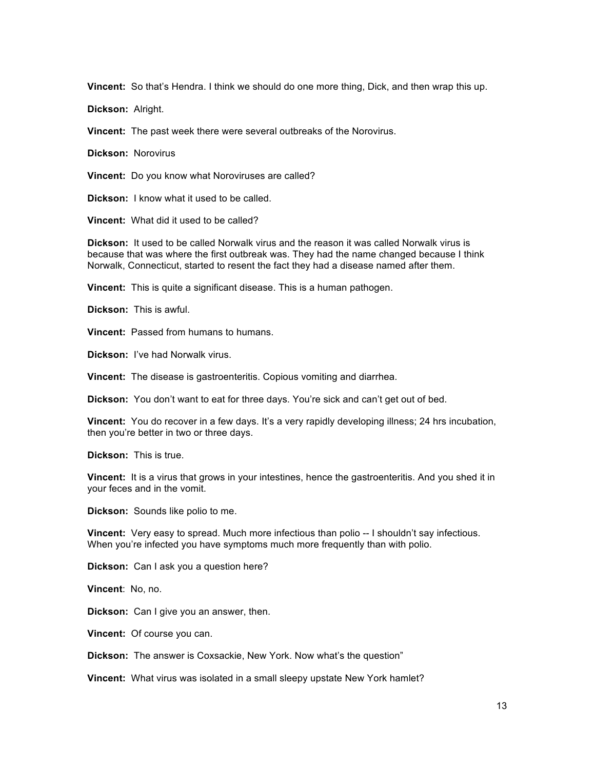**Vincent:** So that's Hendra. I think we should do one more thing, Dick, and then wrap this up.

**Dickson:** Alright.

**Vincent:** The past week there were several outbreaks of the Norovirus.

**Dickson:** Norovirus

**Vincent:** Do you know what Noroviruses are called?

**Dickson:** I know what it used to be called.

**Vincent:** What did it used to be called?

**Dickson:** It used to be called Norwalk virus and the reason it was called Norwalk virus is because that was where the first outbreak was. They had the name changed because I think Norwalk, Connecticut, started to resent the fact they had a disease named after them.

**Vincent:** This is quite a significant disease. This is a human pathogen.

**Dickson:** This is awful.

**Vincent:** Passed from humans to humans.

**Dickson:** I've had Norwalk virus.

**Vincent:** The disease is gastroenteritis. Copious vomiting and diarrhea.

**Dickson:** You don't want to eat for three days. You're sick and can't get out of bed.

**Vincent:** You do recover in a few days. It's a very rapidly developing illness; 24 hrs incubation, then you're better in two or three days.

**Dickson:** This is true.

**Vincent:** It is a virus that grows in your intestines, hence the gastroenteritis. And you shed it in your feces and in the vomit.

**Dickson:** Sounds like polio to me.

**Vincent:** Very easy to spread. Much more infectious than polio -- I shouldn't say infectious. When you're infected you have symptoms much more frequently than with polio.

**Dickson:** Can I ask you a question here?

**Vincent**: No, no.

**Dickson:** Can I give you an answer, then.

**Vincent:** Of course you can.

**Dickson:** The answer is Coxsackie, New York. Now what's the question"

**Vincent:** What virus was isolated in a small sleepy upstate New York hamlet?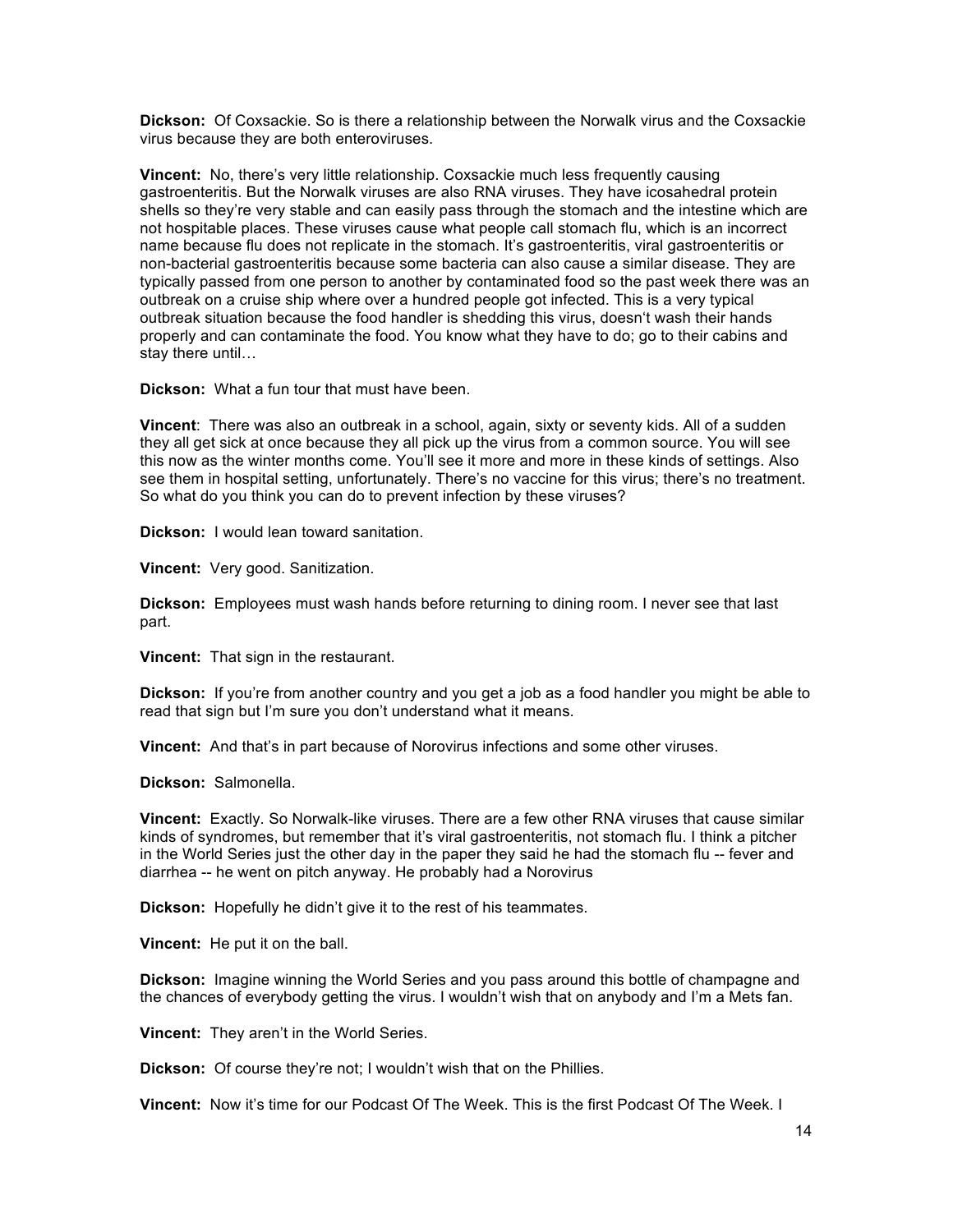**Dickson:** Of Coxsackie. So is there a relationship between the Norwalk virus and the Coxsackie virus because they are both enteroviruses.

**Vincent:** No, there's very little relationship. Coxsackie much less frequently causing gastroenteritis. But the Norwalk viruses are also RNA viruses. They have icosahedral protein shells so they're very stable and can easily pass through the stomach and the intestine which are not hospitable places. These viruses cause what people call stomach flu, which is an incorrect name because flu does not replicate in the stomach. It's gastroenteritis, viral gastroenteritis or non-bacterial gastroenteritis because some bacteria can also cause a similar disease. They are typically passed from one person to another by contaminated food so the past week there was an outbreak on a cruise ship where over a hundred people got infected. This is a very typical outbreak situation because the food handler is shedding this virus, doesn't wash their hands properly and can contaminate the food. You know what they have to do; go to their cabins and stay there until…

**Dickson:** What a fun tour that must have been.

**Vincent**: There was also an outbreak in a school, again, sixty or seventy kids. All of a sudden they all get sick at once because they all pick up the virus from a common source. You will see this now as the winter months come. You'll see it more and more in these kinds of settings. Also see them in hospital setting, unfortunately. There's no vaccine for this virus; there's no treatment. So what do you think you can do to prevent infection by these viruses?

**Dickson:** I would lean toward sanitation.

**Vincent:** Very good. Sanitization.

**Dickson:** Employees must wash hands before returning to dining room. I never see that last part.

**Vincent:** That sign in the restaurant.

**Dickson:** If you're from another country and you get a job as a food handler you might be able to read that sign but I'm sure you don't understand what it means.

**Vincent:** And that's in part because of Norovirus infections and some other viruses.

**Dickson:** Salmonella.

**Vincent:** Exactly. So Norwalk-like viruses. There are a few other RNA viruses that cause similar kinds of syndromes, but remember that it's viral gastroenteritis, not stomach flu. I think a pitcher in the World Series just the other day in the paper they said he had the stomach flu -- fever and diarrhea -- he went on pitch anyway. He probably had a Norovirus

**Dickson:** Hopefully he didn't give it to the rest of his teammates.

**Vincent:** He put it on the ball.

**Dickson:** Imagine winning the World Series and you pass around this bottle of champagne and the chances of everybody getting the virus. I wouldn't wish that on anybody and I'm a Mets fan.

**Vincent:** They aren't in the World Series.

**Dickson:** Of course they're not; I wouldn't wish that on the Phillies.

**Vincent:** Now it's time for our Podcast Of The Week. This is the first Podcast Of The Week. I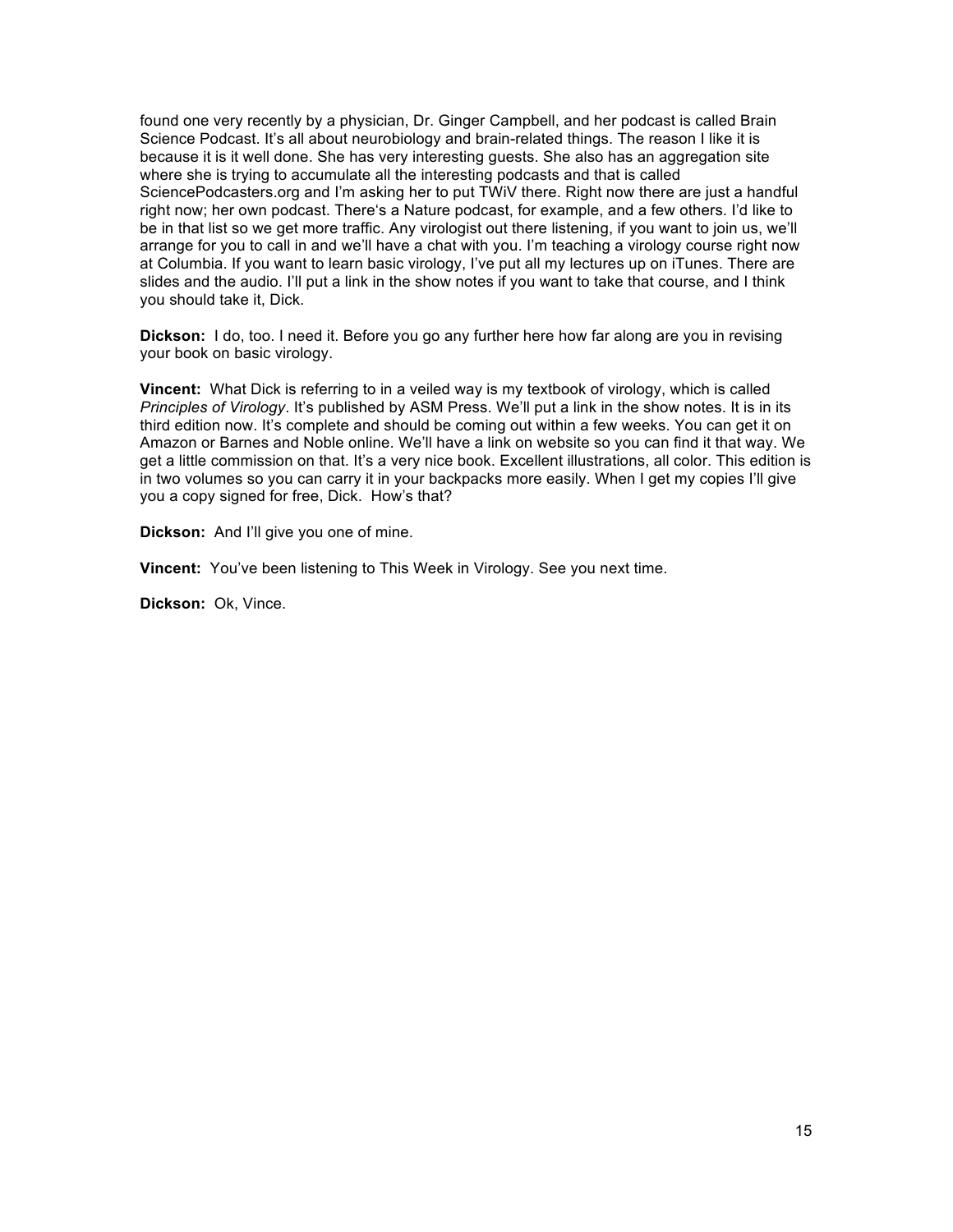found one very recently by a physician, Dr. Ginger Campbell, and her podcast is called Brain Science Podcast. It's all about neurobiology and brain-related things. The reason I like it is because it is it well done. She has very interesting guests. She also has an aggregation site where she is trying to accumulate all the interesting podcasts and that is called SciencePodcasters.org and I'm asking her to put TWiV there. Right now there are just a handful right now; her own podcast. There's a Nature podcast, for example, and a few others. I'd like to be in that list so we get more traffic. Any virologist out there listening, if you want to join us, we'll arrange for you to call in and we'll have a chat with you. I'm teaching a virology course right now at Columbia. If you want to learn basic virology, I've put all my lectures up on iTunes. There are slides and the audio. I'll put a link in the show notes if you want to take that course, and I think you should take it, Dick.

**Dickson:** I do, too. I need it. Before you go any further here how far along are you in revising your book on basic virology.

**Vincent:** What Dick is referring to in a veiled way is my textbook of virology, which is called *Principles of Virology*. It's published by ASM Press. We'll put a link in the show notes. It is in its third edition now. It's complete and should be coming out within a few weeks. You can get it on Amazon or Barnes and Noble online. We'll have a link on website so you can find it that way. We get a little commission on that. It's a very nice book. Excellent illustrations, all color. This edition is in two volumes so you can carry it in your backpacks more easily. When I get my copies I'll give you a copy signed for free, Dick. How's that?

**Dickson:** And I'll give you one of mine.

**Vincent:** You've been listening to This Week in Virology. See you next time.

**Dickson:** Ok, Vince.